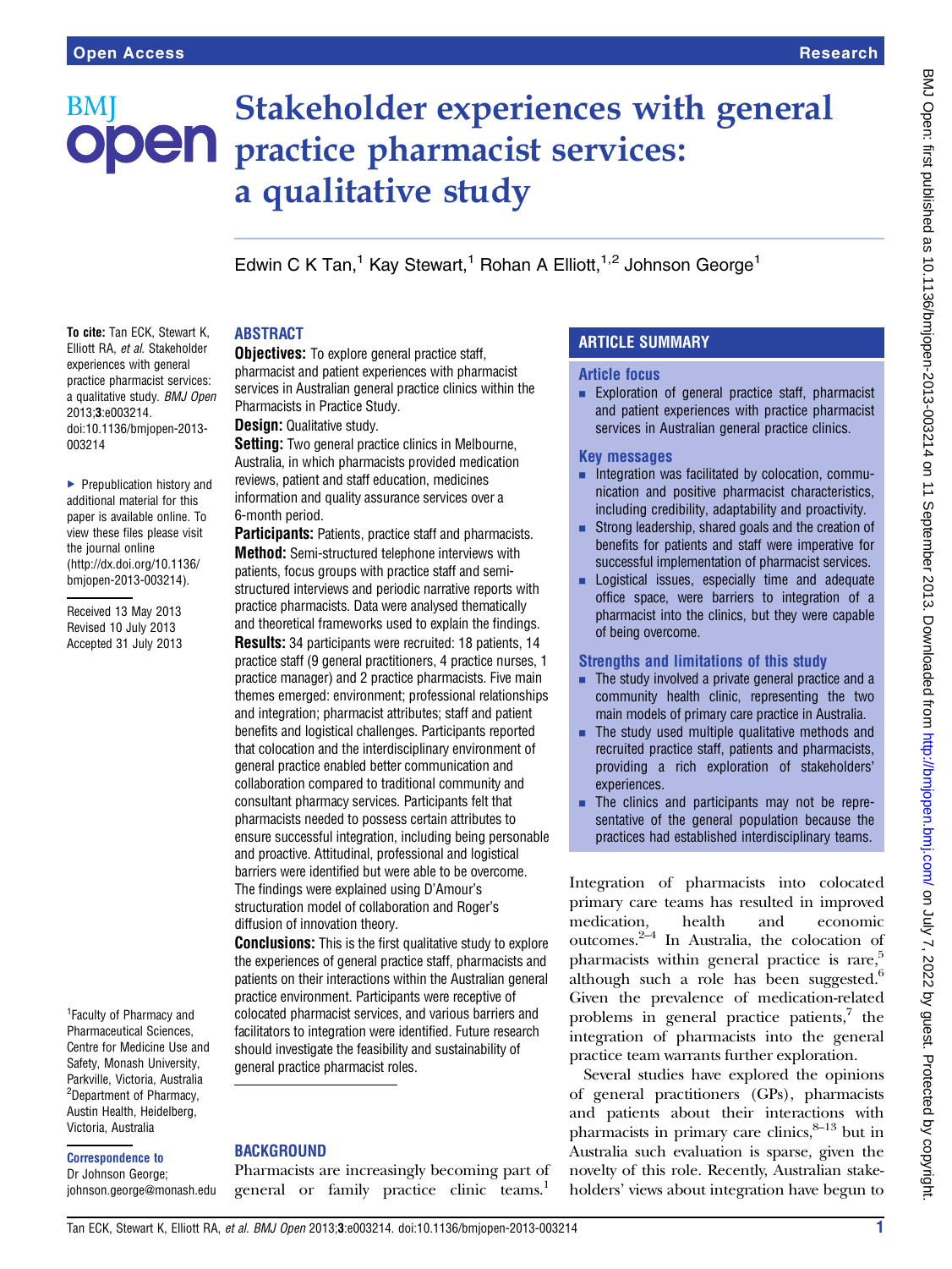# Stakeholder experiences with general practice pharmacist services: a qualitative study

Edwin C K Tan,[1] Kay Stewart,[1] Rohan A Elliott,[1,2] Johnson George[1]

To cite: Tan ECK, Stewart K, Elliott RA, *et al*. Stakeholder experiences with general practice pharmacist services: a qualitative study. *BMJ Open* 2013;**3**:e003214. doi:10.1136/bmjopen-2013-003214

▸ Prepublication history and additional material for this paper is available online. To view these files please visit the journal online (http://dx.doi.org/10.1136/bmjopen-2013-003214).

Received 13 May 2013
Revised 10 July 2013
Accepted 31 July 2013

[1]Faculty of Pharmacy and Pharmaceutical Sciences, Centre for Medicine Use and Safety, Monash University, Parkville, Victoria, Australia
[2]Department of Pharmacy, Austin Health, Heidelberg, Victoria, Australia

**Correspondence to**
Dr Johnson George;
johnson.george@monash.edu

## ABSTRACT

**Objectives:** To explore general practice staff, pharmacist and patient experiences with pharmacist services in Australian general practice clinics within the Pharmacists in Practice Study.

**Design:** Qualitative study.

**Setting:** Two general practice clinics in Melbourne, Australia, in which pharmacists provided medication reviews, patient and staff education, medicines information and quality assurance services over a 6-month period.

**Participants:** Patients, practice staff and pharmacists.

**Method:** Semi-structured telephone interviews with patients, focus groups with practice staff and semi-structured interviews and periodic narrative reports with practice pharmacists. Data were analysed thematically and theoretical frameworks used to explain the findings.

**Results:** 34 participants were recruited: 18 patients, 14 practice staff (9 general practitioners, 4 practice nurses, 1 practice manager) and 2 practice pharmacists. Five main themes emerged: environment; professional relationships and integration; pharmacist attributes; staff and patient benefits and logistical challenges. Participants reported that colocation and the interdisciplinary environment of general practice enabled better communication and collaboration compared to traditional community and consultant pharmacy services. Participants felt that pharmacists needed to possess certain attributes to ensure successful integration, including being personable and proactive. Attitudinal, professional and logistical barriers were identified but were able to be overcome. The findings were explained using D'Amour's structuration model of collaboration and Roger's diffusion of innovation theory.

**Conclusions:** This is the first qualitative study to explore the experiences of general practice staff, pharmacists and patients on their interactions within the Australian general practice environment. Participants were receptive of colocated pharmacist services, and various barriers and facilitators to integration were identified. Future research should investigate the feasibility and sustainability of general practice pharmacist roles.

## ARTICLE SUMMARY

### Article focus

- Exploration of general practice staff, pharmacist and patient experiences with practice pharmacist services in Australian general practice clinics.

### Key messages

- Integration was facilitated by colocation, communication and positive pharmacist characteristics, including credibility, adaptability and proactivity.
- Strong leadership, shared goals and the creation of benefits for patients and staff were imperative for successful implementation of pharmacist services.
- Logistical issues, especially time and adequate office space, were barriers to integration of a pharmacist into the clinics, but they were capable of being overcome.

### Strengths and limitations of this study

- The study involved a private general practice and a community health clinic, representing the two main models of primary care practice in Australia.
- The study used multiple qualitative methods and recruited practice staff, patients and pharmacists, providing a rich exploration of stakeholders' experiences.
- The clinics and participants may not be representative of the general population because the practices had established interdisciplinary teams.

## BACKGROUND

Pharmacists are increasingly becoming part of general or family practice clinic teams.[1] Integration of pharmacists into colocated primary care teams has resulted in improved medication, health and economic outcomes.[2–4] In Australia, the colocation of pharmacists within general practice is rare,[5] although such a role has been suggested.[6] Given the prevalence of medication-related problems in general practice patients,[7] the integration of pharmacists into the general practice team warrants further exploration.

Several studies have explored the opinions of general practitioners (GPs), pharmacists and patients about their interactions with pharmacists in primary care clinics,[8–13] but in Australia such evaluation is sparse, given the novelty of this role. Recently, Australian stakeholders' views about integration have begun to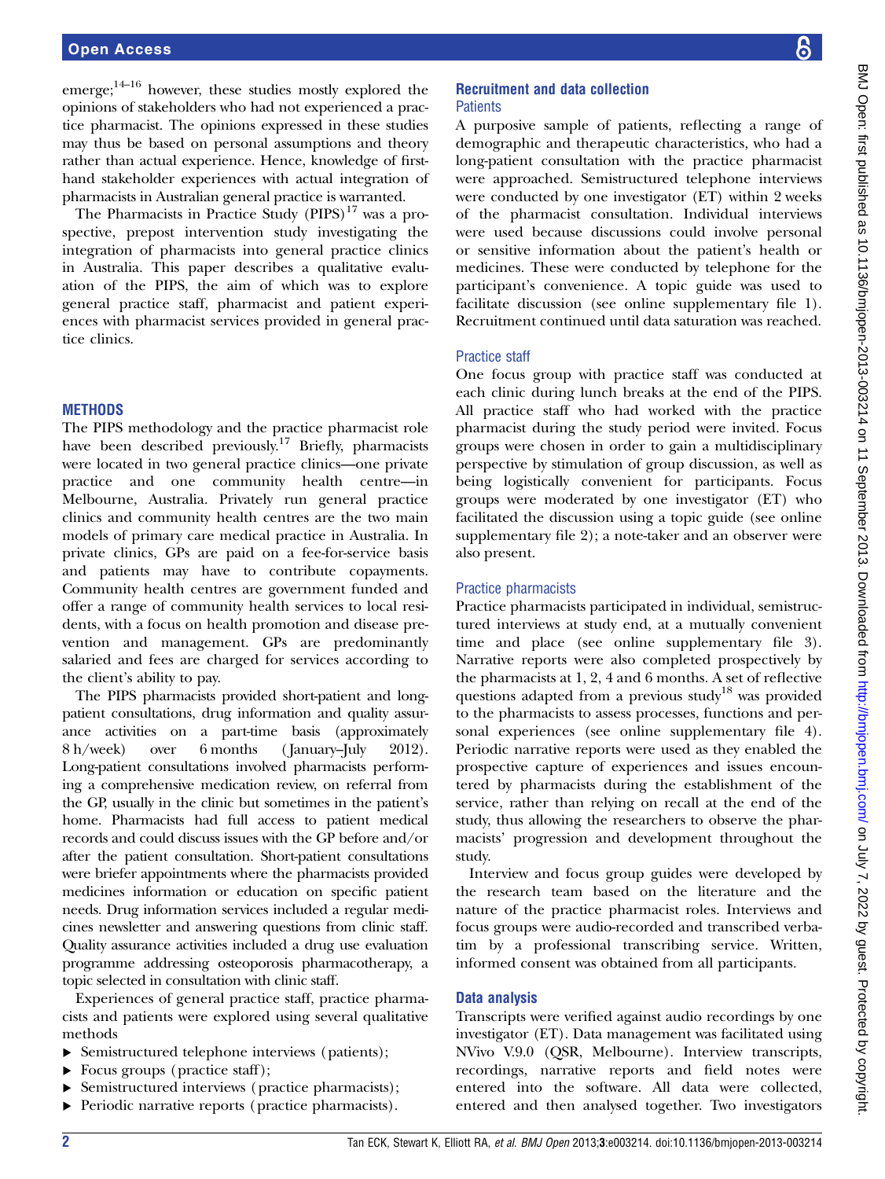emerge;[14–16] however, these studies mostly explored the opinions of stakeholders who had not experienced a practice pharmacist. The opinions expressed in these studies may thus be based on personal assumptions and theory rather than actual experience. Hence, knowledge of first-hand stakeholder experiences with actual integration of pharmacists in Australian general practice is warranted.

The Pharmacists in Practice Study (PIPS)[17] was a prospective, prepost intervention study investigating the integration of pharmacists into general practice clinics in Australia. This paper describes a qualitative evaluation of the PIPS, the aim of which was to explore general practice staff, pharmacist and patient experiences with pharmacist services provided in general practice clinics.

## METHODS

The PIPS methodology and the practice pharmacist role have been described previously.[17] Briefly, pharmacists were located in two general practice clinics—one private practice and one community health centre—in Melbourne, Australia. Privately run general practice clinics and community health centres are the two main models of primary care medical practice in Australia. In private clinics, GPs are paid on a fee-for-service basis and patients may have to contribute copayments. Community health centres are government funded and offer a range of community health services to local residents, with a focus on health promotion and disease prevention and management. GPs are predominantly salaried and fees are charged for services according to the client's ability to pay.

The PIPS pharmacists provided short-patient and long-patient consultations, drug information and quality assurance activities on a part-time basis (approximately 8 h/week) over 6 months (January–July 2012). Long-patient consultations involved pharmacists performing a comprehensive medication review, on referral from the GP, usually in the clinic but sometimes in the patient's home. Pharmacists had full access to patient medical records and could discuss issues with the GP before and/or after the patient consultation. Short-patient consultations were briefer appointments where the pharmacists provided medicines information or education on specific patient needs. Drug information services included a regular medicines newsletter and answering questions from clinic staff. Quality assurance activities included a drug use evaluation programme addressing osteoporosis pharmacotherapy, a topic selected in consultation with clinic staff.

Experiences of general practice staff, practice pharmacists and patients were explored using several qualitative methods

- Semistructured telephone interviews (patients);
- Focus groups (practice staff);
- Semistructured interviews (practice pharmacists);
- Periodic narrative reports (practice pharmacists).

### Recruitment and data collection

#### Patients

A purposive sample of patients, reflecting a range of demographic and therapeutic characteristics, who had a long-patient consultation with the practice pharmacist were approached. Semistructured telephone interviews were conducted by one investigator (ET) within 2 weeks of the pharmacist consultation. Individual interviews were used because discussions could involve personal or sensitive information about the patient's health or medicines. These were conducted by telephone for the participant's convenience. A topic guide was used to facilitate discussion (see online supplementary file 1). Recruitment continued until data saturation was reached.

#### Practice staff

One focus group with practice staff was conducted at each clinic during lunch breaks at the end of the PIPS. All practice staff who had worked with the practice pharmacist during the study period were invited. Focus groups were chosen in order to gain a multidisciplinary perspective by stimulation of group discussion, as well as being logistically convenient for participants. Focus groups were moderated by one investigator (ET) who facilitated the discussion using a topic guide (see online supplementary file 2); a note-taker and an observer were also present.

#### Practice pharmacists

Practice pharmacists participated in individual, semistructured interviews at study end, at a mutually convenient time and place (see online supplementary file 3). Narrative reports were also completed prospectively by the pharmacists at 1, 2, 4 and 6 months. A set of reflective questions adapted from a previous study[18] was provided to the pharmacists to assess processes, functions and personal experiences (see online supplementary file 4). Periodic narrative reports were used as they enabled the prospective capture of experiences and issues encountered by pharmacists during the establishment of the service, rather than relying on recall at the end of the study, thus allowing the researchers to observe the pharmacists' progression and development throughout the study.

Interview and focus group guides were developed by the research team based on the literature and the nature of the practice pharmacist roles. Interviews and focus groups were audio-recorded and transcribed verbatim by a professional transcribing service. Written, informed consent was obtained from all participants.

### Data analysis

Transcripts were verified against audio recordings by one investigator (ET). Data management was facilitated using NVivo V.9.0 (QSR, Melbourne). Interview transcripts, recordings, narrative reports and field notes were entered into the software. All data were collected, entered and then analysed together. Two investigators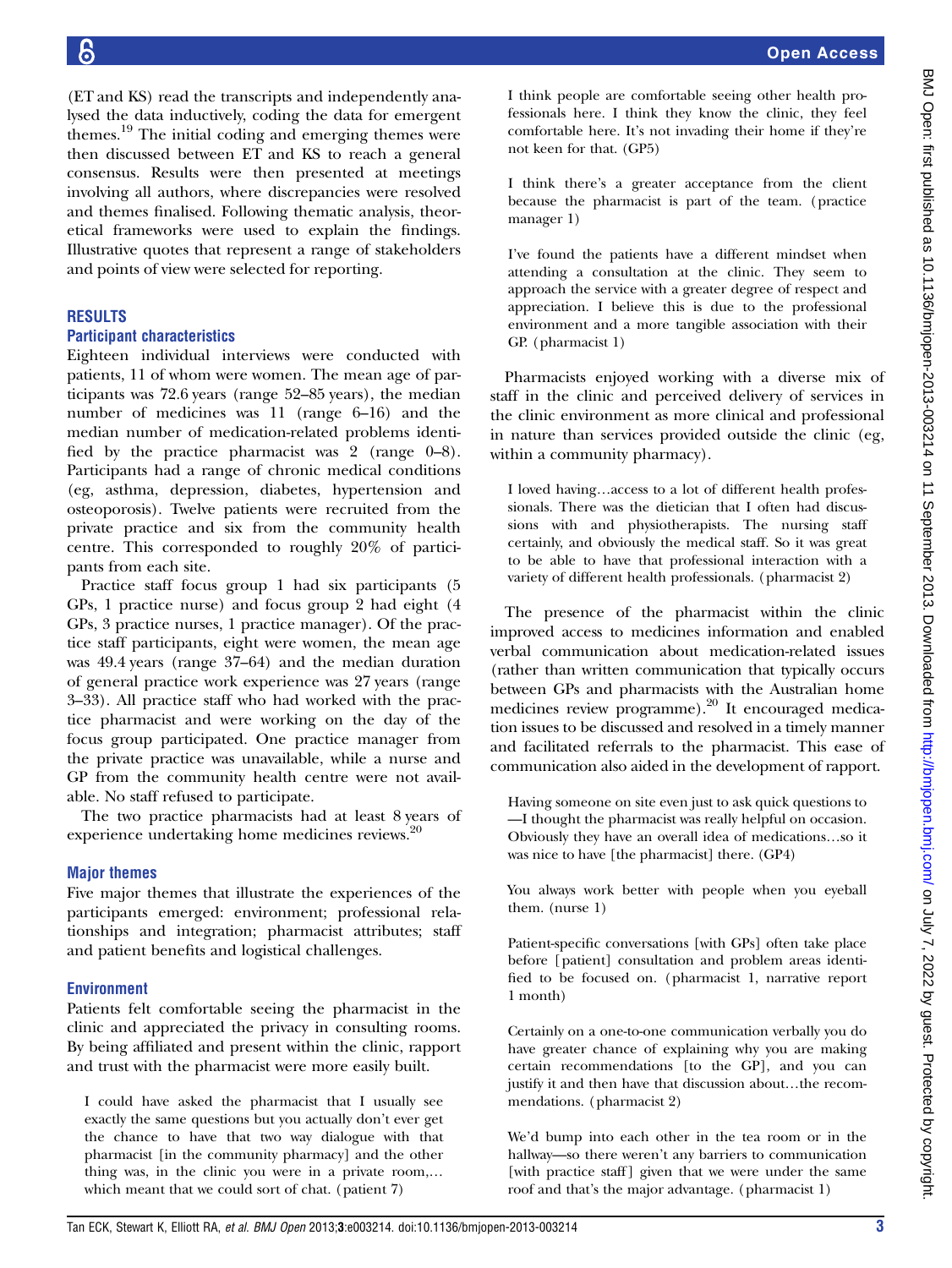(ET and KS) read the transcripts and independently analysed the data inductively, coding the data for emergent themes.[19] The initial coding and emerging themes were then discussed between ET and KS to reach a general consensus. Results were then presented at meetings involving all authors, where discrepancies were resolved and themes finalised. Following thematic analysis, theoretical frameworks were used to explain the findings. Illustrative quotes that represent a range of stakeholders and points of view were selected for reporting.

## RESULTS

### Participant characteristics

Eighteen individual interviews were conducted with patients, 11 of whom were women. The mean age of participants was 72.6 years (range 52–85 years), the median number of medicines was 11 (range 6–16) and the median number of medication-related problems identified by the practice pharmacist was 2 (range 0–8). Participants had a range of chronic medical conditions (eg, asthma, depression, diabetes, hypertension and osteoporosis). Twelve patients were recruited from the private practice and six from the community health centre. This corresponded to roughly 20% of participants from each site.

Practice staff focus group 1 had six participants (5 GPs, 1 practice nurse) and focus group 2 had eight (4 GPs, 3 practice nurses, 1 practice manager). Of the practice staff participants, eight were women, the mean age was 49.4 years (range 37–64) and the median duration of general practice work experience was 27 years (range 3–33). All practice staff who had worked with the practice pharmacist and were working on the day of the focus group participated. One practice manager from the private practice was unavailable, while a nurse and GP from the community health centre were not available. No staff refused to participate.

The two practice pharmacists had at least 8 years of experience undertaking home medicines reviews.[20]

### Major themes

Five major themes that illustrate the experiences of the participants emerged: environment; professional relationships and integration; pharmacist attributes; staff and patient benefits and logistical challenges.

### Environment

Patients felt comfortable seeing the pharmacist in the clinic and appreciated the privacy in consulting rooms. By being affiliated and present within the clinic, rapport and trust with the pharmacist were more easily built.

> I could have asked the pharmacist that I usually see exactly the same questions but you actually don't ever get the chance to have that two way dialogue with that pharmacist [in the community pharmacy] and the other thing was, in the clinic you were in a private room,… which meant that we could sort of chat. (patient 7)

> I think people are comfortable seeing other health professionals here. I think they know the clinic, they feel comfortable here. It's not invading their home if they're not keen for that. (GP5)

> I think there's a greater acceptance from the client because the pharmacist is part of the team. (practice manager 1)

> I've found the patients have a different mindset when attending a consultation at the clinic. They seem to approach the service with a greater degree of respect and appreciation. I believe this is due to the professional environment and a more tangible association with their GP. (pharmacist 1)

Pharmacists enjoyed working with a diverse mix of staff in the clinic and perceived delivery of services in the clinic environment as more clinical and professional in nature than services provided outside the clinic (eg, within a community pharmacy).

> I loved having…access to a lot of different health professionals. There was the dietician that I often had discussions with and physiotherapists. The nursing staff certainly, and obviously the medical staff. So it was great to be able to have that professional interaction with a variety of different health professionals. (pharmacist 2)

The presence of the pharmacist within the clinic improved access to medicines information and enabled verbal communication about medication-related issues (rather than written communication that typically occurs between GPs and pharmacists with the Australian home medicines review programme).[20] It encouraged medication issues to be discussed and resolved in a timely manner and facilitated referrals to the pharmacist. This ease of communication also aided in the development of rapport.

> Having someone on site even just to ask quick questions to —I thought the pharmacist was really helpful on occasion. Obviously they have an overall idea of medications…so it was nice to have [the pharmacist] there. (GP4)

> You always work better with people when you eyeball them. (nurse 1)

> Patient-specific conversations [with GPs] often take place before [patient] consultation and problem areas identified to be focused on. (pharmacist 1, narrative report 1 month)

> Certainly on a one-to-one communication verbally you do have greater chance of explaining why you are making certain recommendations [to the GP], and you can justify it and then have that discussion about…the recommendations. (pharmacist 2)

> We'd bump into each other in the tea room or in the hallway—so there weren't any barriers to communication [with practice staff] given that we were under the same roof and that's the major advantage. (pharmacist 1)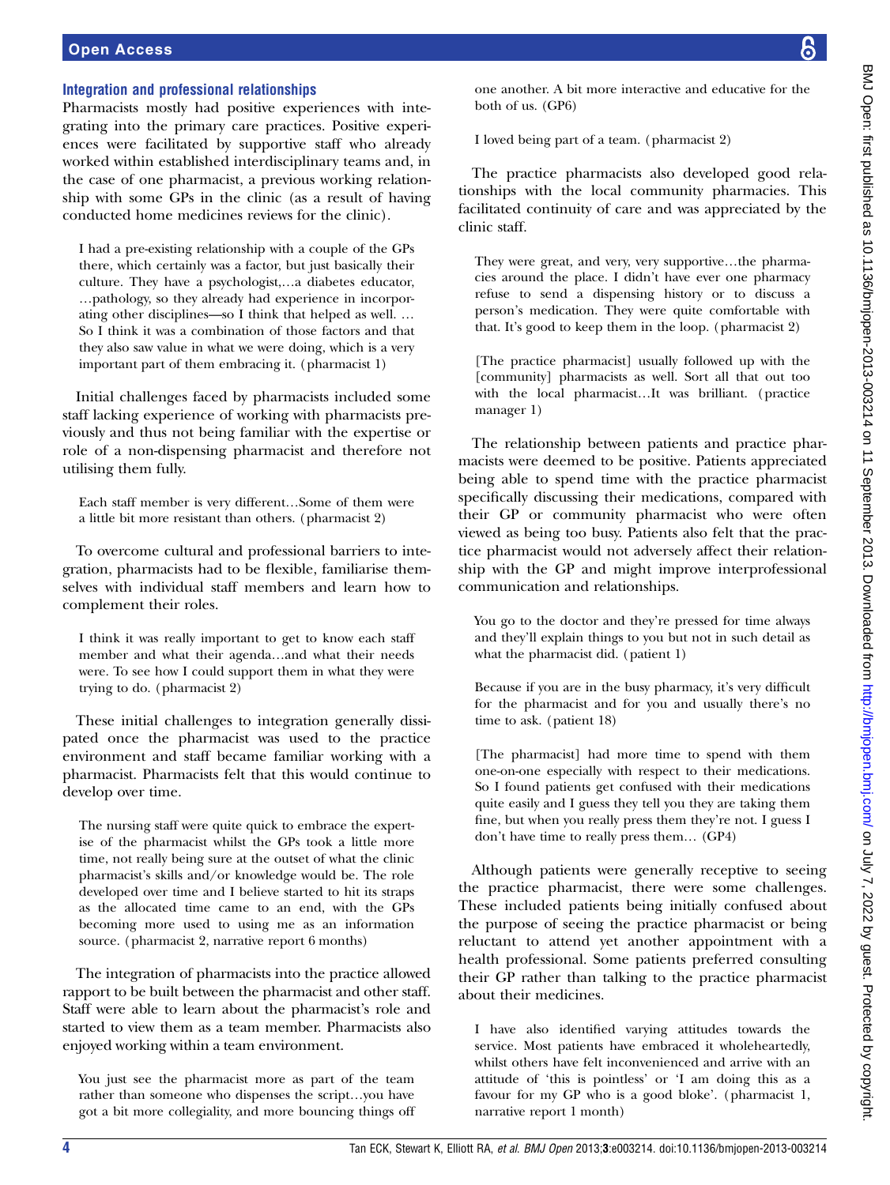### Integration and professional relationships

Pharmacists mostly had positive experiences with integrating into the primary care practices. Positive experiences were facilitated by supportive staff who already worked within established interdisciplinary teams and, in the case of one pharmacist, a previous working relationship with some GPs in the clinic (as a result of having conducted home medicines reviews for the clinic).

> I had a pre-existing relationship with a couple of the GPs there, which certainly was a factor, but just basically their culture. They have a psychologist,…a diabetes educator, …pathology, so they already had experience in incorporating other disciplines—so I think that helped as well. … So I think it was a combination of those factors and that they also saw value in what we were doing, which is a very important part of them embracing it. (pharmacist 1)

Initial challenges faced by pharmacists included some staff lacking experience of working with pharmacists previously and thus not being familiar with the expertise or role of a non-dispensing pharmacist and therefore not utilising them fully.

> Each staff member is very different…Some of them were a little bit more resistant than others. (pharmacist 2)

To overcome cultural and professional barriers to integration, pharmacists had to be flexible, familiarise themselves with individual staff members and learn how to complement their roles.

> I think it was really important to get to know each staff member and what their agenda…and what their needs were. To see how I could support them in what they were trying to do. (pharmacist 2)

These initial challenges to integration generally dissipated once the pharmacist was used to the practice environment and staff became familiar working with a pharmacist. Pharmacists felt that this would continue to develop over time.

> The nursing staff were quite quick to embrace the expertise of the pharmacist whilst the GPs took a little more time, not really being sure at the outset of what the clinic pharmacist's skills and/or knowledge would be. The role developed over time and I believe started to hit its straps as the allocated time came to an end, with the GPs becoming more used to using me as an information source. (pharmacist 2, narrative report 6 months)

The integration of pharmacists into the practice allowed rapport to be built between the pharmacist and other staff. Staff were able to learn about the pharmacist's role and started to view them as a team member. Pharmacists also enjoyed working within a team environment.

> You just see the pharmacist more as part of the team rather than someone who dispenses the script…you have got a bit more collegiality, and more bouncing things off one another. A bit more interactive and educative for the both of us. (GP6)

> I loved being part of a team. (pharmacist 2)

The practice pharmacists also developed good relationships with the local community pharmacies. This facilitated continuity of care and was appreciated by the clinic staff.

> They were great, and very, very supportive…the pharmacies around the place. I didn't have ever one pharmacy refuse to send a dispensing history or to discuss a person's medication. They were quite comfortable with that. It's good to keep them in the loop. (pharmacist 2)

> [The practice pharmacist] usually followed up with the [community] pharmacists as well. Sort all that out too with the local pharmacist…It was brilliant. (practice manager 1)

The relationship between patients and practice pharmacists were deemed to be positive. Patients appreciated being able to spend time with the practice pharmacist specifically discussing their medications, compared with their GP or community pharmacist who were often viewed as being too busy. Patients also felt that the practice pharmacist would not adversely affect their relationship with the GP and might improve interprofessional communication and relationships.

> You go to the doctor and they're pressed for time always and they'll explain things to you but not in such detail as what the pharmacist did. (patient 1)

> Because if you are in the busy pharmacy, it's very difficult for the pharmacist and for you and usually there's no time to ask. (patient 18)

> [The pharmacist] had more time to spend with them one-on-one especially with respect to their medications. So I found patients get confused with their medications quite easily and I guess they tell you they are taking them fine, but when you really press them they're not. I guess I don't have time to really press them… (GP4)

Although patients were generally receptive to seeing the practice pharmacist, there were some challenges. These included patients being initially confused about the purpose of seeing the practice pharmacist or being reluctant to attend yet another appointment with a health professional. Some patients preferred consulting their GP rather than talking to the practice pharmacist about their medicines.

> I have also identified varying attitudes towards the service. Most patients have embraced it wholeheartedly, whilst others have felt inconvenienced and arrive with an attitude of 'this is pointless' or 'I am doing this as a favour for my GP who is a good bloke'. (pharmacist 1, narrative report 1 month)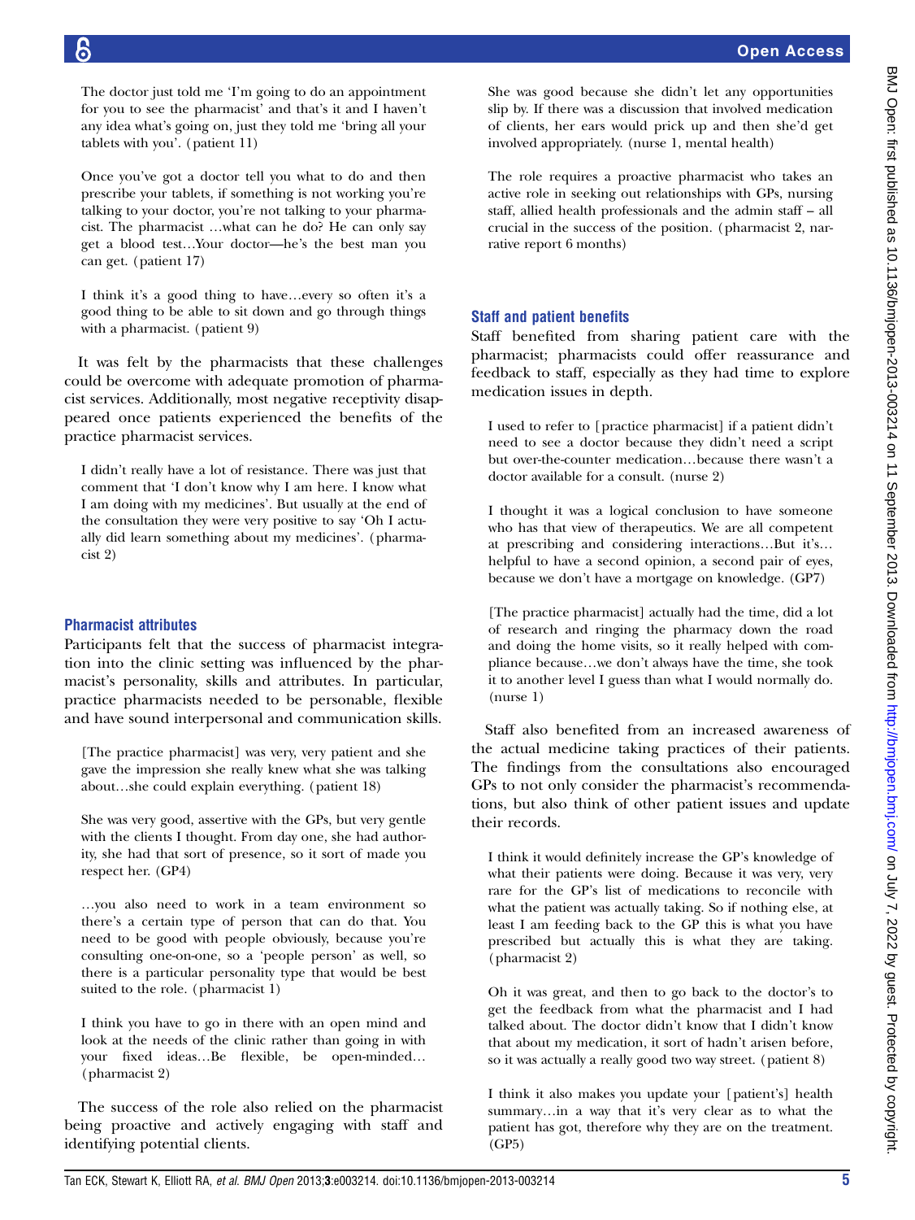> The doctor just told me 'I'm going to do an appointment for you to see the pharmacist' and that's it and I haven't any idea what's going on, just they told me 'bring all your tablets with you'. (patient 11)

> Once you've got a doctor tell you what to do and then prescribe your tablets, if something is not working you're talking to your doctor, you're not talking to your pharmacist. The pharmacist …what can he do? He can only say get a blood test…Your doctor—he's the best man you can get. (patient 17)

> I think it's a good thing to have…every so often it's a good thing to be able to sit down and go through things with a pharmacist. (patient 9)

It was felt by the pharmacists that these challenges could be overcome with adequate promotion of pharmacist services. Additionally, most negative receptivity disappeared once patients experienced the benefits of the practice pharmacist services.

> I didn't really have a lot of resistance. There was just that comment that 'I don't know why I am here. I know what I am doing with my medicines'. But usually at the end of the consultation they were very positive to say 'Oh I actually did learn something about my medicines'. (pharmacist 2)

### Pharmacist attributes

Participants felt that the success of pharmacist integration into the clinic setting was influenced by the pharmacist's personality, skills and attributes. In particular, practice pharmacists needed to be personable, flexible and have sound interpersonal and communication skills.

> [The practice pharmacist] was very, very patient and she gave the impression she really knew what she was talking about…she could explain everything. (patient 18)

> She was very good, assertive with the GPs, but very gentle with the clients I thought. From day one, she had authority, she had that sort of presence, so it sort of made you respect her. (GP4)

> …you also need to work in a team environment so there's a certain type of person that can do that. You need to be good with people obviously, because you're consulting one-on-one, so a 'people person' as well, so there is a particular personality type that would be best suited to the role. (pharmacist 1)

> I think you have to go in there with an open mind and look at the needs of the clinic rather than going in with your fixed ideas…Be flexible, be open-minded… (pharmacist 2)

The success of the role also relied on the pharmacist being proactive and actively engaging with staff and identifying potential clients.

> She was good because she didn't let any opportunities slip by. If there was a discussion that involved medication of clients, her ears would prick up and then she'd get involved appropriately. (nurse 1, mental health)

> The role requires a proactive pharmacist who takes an active role in seeking out relationships with GPs, nursing staff, allied health professionals and the admin staff – all crucial in the success of the position. (pharmacist 2, narrative report 6 months)

### Staff and patient benefits

Staff benefited from sharing patient care with the pharmacist; pharmacists could offer reassurance and feedback to staff, especially as they had time to explore medication issues in depth.

> I used to refer to [practice pharmacist] if a patient didn't need to see a doctor because they didn't need a script but over-the-counter medication…because there wasn't a doctor available for a consult. (nurse 2)

> I thought it was a logical conclusion to have someone who has that view of therapeutics. We are all competent at prescribing and considering interactions…But it's… helpful to have a second opinion, a second pair of eyes, because we don't have a mortgage on knowledge. (GP7)

> [The practice pharmacist] actually had the time, did a lot of research and ringing the pharmacy down the road and doing the home visits, so it really helped with compliance because…we don't always have the time, she took it to another level I guess than what I would normally do. (nurse 1)

Staff also benefited from an increased awareness of the actual medicine taking practices of their patients. The findings from the consultations also encouraged GPs to not only consider the pharmacist's recommendations, but also think of other patient issues and update their records.

> I think it would definitely increase the GP's knowledge of what their patients were doing. Because it was very, very rare for the GP's list of medications to reconcile with what the patient was actually taking. So if nothing else, at least I am feeding back to the GP this is what you have prescribed but actually this is what they are taking. (pharmacist 2)

> Oh it was great, and then to go back to the doctor's to get the feedback from what the pharmacist and I had talked about. The doctor didn't know that I didn't know that about my medication, it sort of hadn't arisen before, so it was actually a really good two way street. (patient 8)

> I think it also makes you update your [patient's] health summary…in a way that it's very clear as to what the patient has got, therefore why they are on the treatment. (GP5)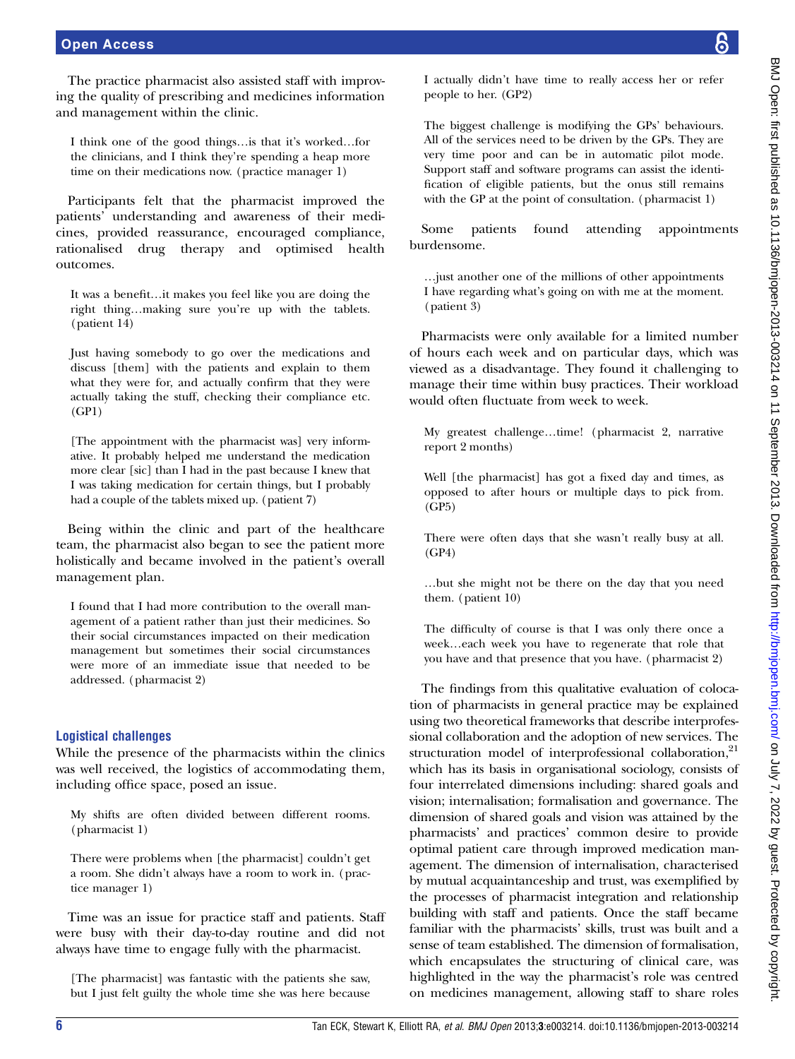The practice pharmacist also assisted staff with improving the quality of prescribing and medicines information and management within the clinic.

> I think one of the good things…is that it's worked…for the clinicians, and I think they're spending a heap more time on their medications now. (practice manager 1)

Participants felt that the pharmacist improved the patients' understanding and awareness of their medicines, provided reassurance, encouraged compliance, rationalised drug therapy and optimised health outcomes.

> It was a benefit…it makes you feel like you are doing the right thing…making sure you're up with the tablets. (patient 14)

> Just having somebody to go over the medications and discuss [them] with the patients and explain to them what they were for, and actually confirm that they were actually taking the stuff, checking their compliance etc. (GP1)

> [The appointment with the pharmacist was] very informative. It probably helped me understand the medication more clear [sic] than I had in the past because I knew that I was taking medication for certain things, but I probably had a couple of the tablets mixed up. (patient 7)

Being within the clinic and part of the healthcare team, the pharmacist also began to see the patient more holistically and became involved in the patient's overall management plan.

> I found that I had more contribution to the overall management of a patient rather than just their medicines. So their social circumstances impacted on their medication management but sometimes their social circumstances were more of an immediate issue that needed to be addressed. (pharmacist 2)

### Logistical challenges

While the presence of the pharmacists within the clinics was well received, the logistics of accommodating them, including office space, posed an issue.

> My shifts are often divided between different rooms. (pharmacist 1)

> There were problems when [the pharmacist] couldn't get a room. She didn't always have a room to work in. (practice manager 1)

Time was an issue for practice staff and patients. Staff were busy with their day-to-day routine and did not always have time to engage fully with the pharmacist.

> [The pharmacist] was fantastic with the patients she saw, but I just felt guilty the whole time she was here because I actually didn't have time to really access her or refer people to her. (GP2)

> The biggest challenge is modifying the GPs' behaviours. All of the services need to be driven by the GPs. They are very time poor and can be in automatic pilot mode. Support staff and software programs can assist the identification of eligible patients, but the onus still remains with the GP at the point of consultation. (pharmacist 1)

Some patients found attending appointments burdensome.

> …just another one of the millions of other appointments I have regarding what's going on with me at the moment. (patient 3)

Pharmacists were only available for a limited number of hours each week and on particular days, which was viewed as a disadvantage. They found it challenging to manage their time within busy practices. Their workload would often fluctuate from week to week.

> My greatest challenge…time! (pharmacist 2, narrative report 2 months)

> Well [the pharmacist] has got a fixed day and times, as opposed to after hours or multiple days to pick from. (GP5)

> There were often days that she wasn't really busy at all. (GP4)

> …but she might not be there on the day that you need them. (patient 10)

> The difficulty of course is that I was only there once a week…each week you have to regenerate that role that you have and that presence that you have. (pharmacist 2)

The findings from this qualitative evaluation of colocation of pharmacists in general practice may be explained using two theoretical frameworks that describe interprofessional collaboration and the adoption of new services. The structuration model of interprofessional collaboration,[21] which has its basis in organisational sociology, consists of four interrelated dimensions including: shared goals and vision; internalisation; formalisation and governance. The dimension of shared goals and vision was attained by the pharmacists' and practices' common desire to provide optimal patient care through improved medication management. The dimension of internalisation, characterised by mutual acquaintanceship and trust, was exemplified by the processes of pharmacist integration and relationship building with staff and patients. Once the staff became familiar with the pharmacists' skills, trust was built and a sense of team established. The dimension of formalisation, which encapsulates the structuring of clinical care, was highlighted in the way the pharmacist's role was centred on medicines management, allowing staff to share roles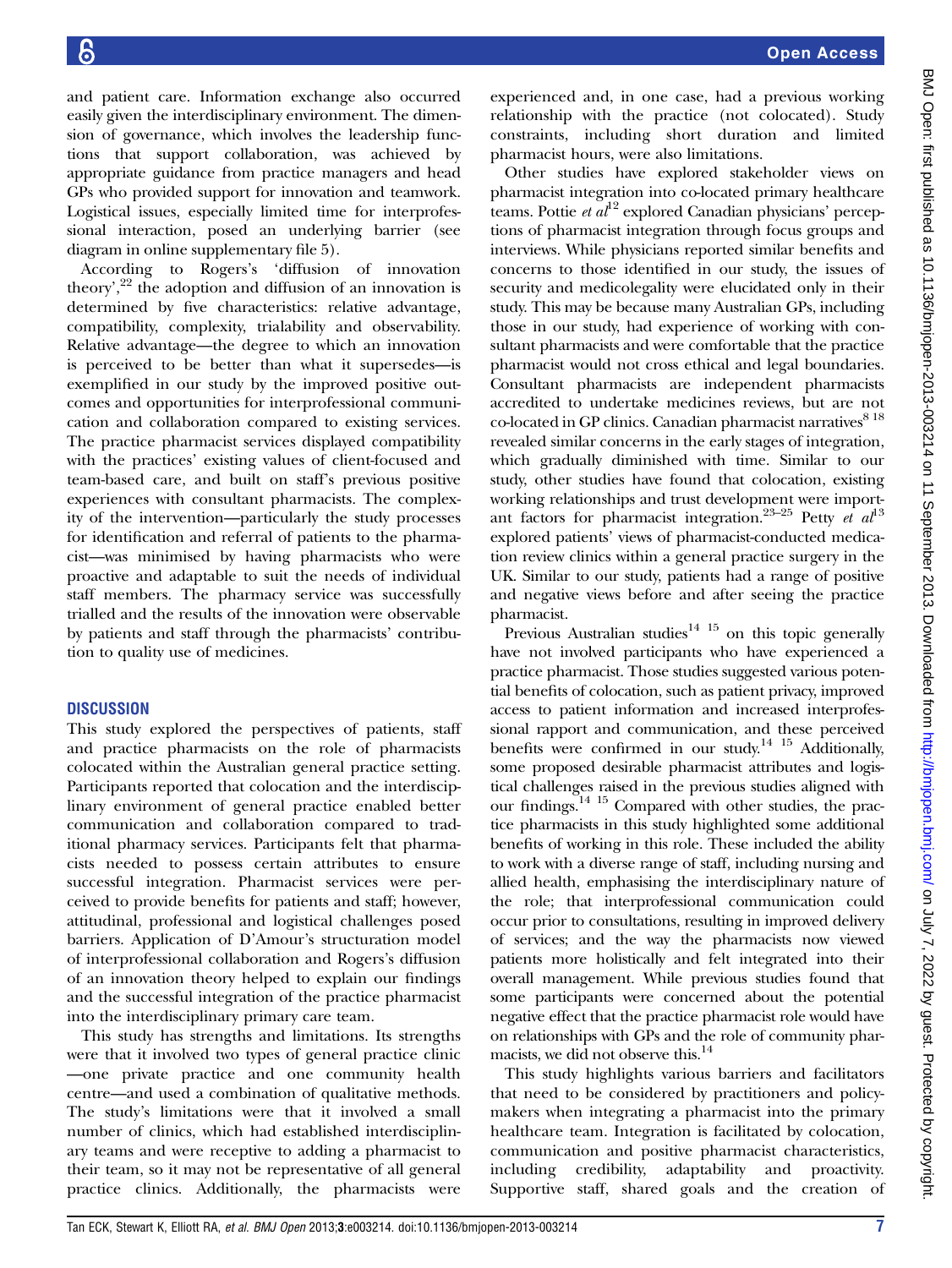and patient care. Information exchange also occurred easily given the interdisciplinary environment. The dimension of governance, which involves the leadership functions that support collaboration, was achieved by appropriate guidance from practice managers and head GPs who provided support for innovation and teamwork. Logistical issues, especially limited time for interprofessional interaction, posed an underlying barrier (see diagram in online supplementary file 5).

According to Rogers's 'diffusion of innovation theory',[22] the adoption and diffusion of an innovation is determined by five characteristics: relative advantage, compatibility, complexity, trialability and observability. Relative advantage—the degree to which an innovation is perceived to be better than what it supersedes—is exemplified in our study by the improved positive outcomes and opportunities for interprofessional communication and collaboration compared to existing services. The practice pharmacist services displayed compatibility with the practices' existing values of client-focused and team-based care, and built on staff's previous positive experiences with consultant pharmacists. The complexity of the intervention—particularly the study processes for identification and referral of patients to the pharmacist—was minimised by having pharmacists who were proactive and adaptable to suit the needs of individual staff members. The pharmacy service was successfully trialled and the results of the innovation were observable by patients and staff through the pharmacists' contribution to quality use of medicines.

## DISCUSSION

This study explored the perspectives of patients, staff and practice pharmacists on the role of pharmacists colocated within the Australian general practice setting. Participants reported that colocation and the interdisciplinary environment of general practice enabled better communication and collaboration compared to traditional pharmacy services. Participants felt that pharmacists needed to possess certain attributes to ensure successful integration. Pharmacist services were perceived to provide benefits for patients and staff; however, attitudinal, professional and logistical challenges posed barriers. Application of D'Amour's structuration model of interprofessional collaboration and Rogers's diffusion of an innovation theory helped to explain our findings and the successful integration of the practice pharmacist into the interdisciplinary primary care team.

This study has strengths and limitations. Its strengths were that it involved two types of general practice clinic—one private practice and one community health centre—and used a combination of qualitative methods. The study's limitations were that it involved a small number of clinics, which had established interdisciplinary teams and were receptive to adding a pharmacist to their team, so it may not be representative of all general practice clinics. Additionally, the pharmacists were experienced and, in one case, had a previous working relationship with the practice (not colocated). Study constraints, including short duration and limited pharmacist hours, were also limitations.

Other studies have explored stakeholder views on pharmacist integration into co-located primary healthcare teams. Pottie *et al*[12] explored Canadian physicians' perceptions of pharmacist integration through focus groups and interviews. While physicians reported similar benefits and concerns to those identified in our study, the issues of security and medicolegality were elucidated only in their study. This may be because many Australian GPs, including those in our study, had experience of working with consultant pharmacists and were comfortable that the practice pharmacist would not cross ethical and legal boundaries. Consultant pharmacists are independent pharmacists accredited to undertake medicines reviews, but are not co-located in GP clinics. Canadian pharmacist narratives[8,18] revealed similar concerns in the early stages of integration, which gradually diminished with time. Similar to our study, other studies have found that colocation, existing working relationships and trust development were important factors for pharmacist integration.[23–25] Petty *et al*[13] explored patients' views of pharmacist-conducted medication review clinics within a general practice surgery in the UK. Similar to our study, patients had a range of positive and negative views before and after seeing the practice pharmacist.

Previous Australian studies[14,15] on this topic generally have not involved participants who have experienced a practice pharmacist. Those studies suggested various potential benefits of colocation, such as patient privacy, improved access to patient information and increased interprofessional rapport and communication, and these perceived benefits were confirmed in our study.[14,15] Additionally, some proposed desirable pharmacist attributes and logistical challenges raised in the previous studies aligned with our findings.[14,15] Compared with other studies, the practice pharmacists in this study highlighted some additional benefits of working in this role. These included the ability to work with a diverse range of staff, including nursing and allied health, emphasising the interdisciplinary nature of the role; that interprofessional communication could occur prior to consultations, resulting in improved delivery of services; and the way the pharmacists now viewed patients more holistically and felt integrated into their overall management. While previous studies found that some participants were concerned about the potential negative effect that the practice pharmacist role would have on relationships with GPs and the role of community pharmacists, we did not observe this.[14]

This study highlights various barriers and facilitators that need to be considered by practitioners and policymakers when integrating a pharmacist into the primary healthcare team. Integration is facilitated by colocation, communication and positive pharmacist characteristics, including credibility, adaptability and proactivity. Supportive staff, shared goals and the creation of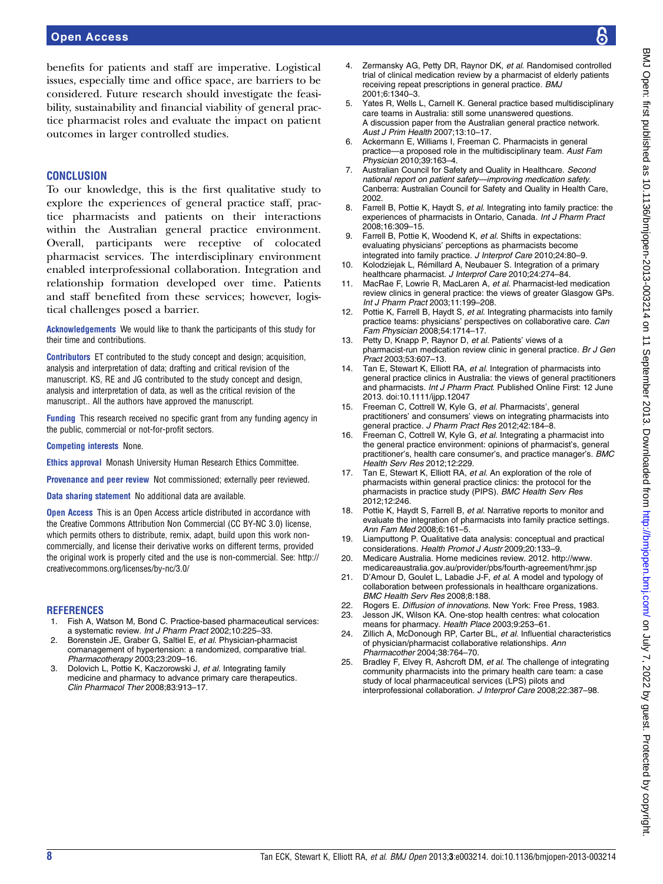benefits for patients and staff are imperative. Logistical issues, especially time and office space, are barriers to be considered. Future research should investigate the feasibility, sustainability and financial viability of general practice pharmacist roles and evaluate the impact on patient outcomes in larger controlled studies.

## CONCLUSION

To our knowledge, this is the first qualitative study to explore the experiences of general practice staff, practice pharmacists and patients on their interactions within the Australian general practice environment. Overall, participants were receptive of colocated pharmacist services. The interdisciplinary environment enabled interprofessional collaboration. Integration and relationship formation developed over time. Patients and staff benefited from these services; however, logistical challenges posed a barrier.

**Acknowledgements** We would like to thank the participants of this study for their time and contributions.

**Contributors** ET contributed to the study concept and design; acquisition, analysis and interpretation of data; drafting and critical revision of the manuscript. KS, RE and JG contributed to the study concept and design, analysis and interpretation of data, as well as the critical revision of the manuscript.. All the authors have approved the manuscript.

**Funding** This research received no specific grant from any funding agency in the public, commercial or not-for-profit sectors.

**Competing interests** None.

**Ethics approval** Monash University Human Research Ethics Committee.

**Provenance and peer review** Not commissioned; externally peer reviewed.

**Data sharing statement** No additional data are available.

**Open Access** This is an Open Access article distributed in accordance with the Creative Commons Attribution Non Commercial (CC BY-NC 3.0) license, which permits others to distribute, remix, adapt, build upon this work non-commercially, and license their derivative works on different terms, provided the original work is properly cited and the use is non-commercial. See: http://creativecommons.org/licenses/by-nc/3.0/

## REFERENCES

1. Fish A, Watson M, Bond C. Practice-based pharmaceutical services: a systematic review. *Int J Pharm Pract* 2002;10:225–33.
2. Borenstein JE, Graber G, Saltiel E, *et al*. Physician-pharmacist comanagement of hypertension: a randomized, comparative trial. *Pharmacotherapy* 2003;23:209–16.
3. Dolovich L, Pottie K, Kaczorowski J, *et al*. Integrating family medicine and pharmacy to advance primary care therapeutics. *Clin Pharmacol Ther* 2008;83:913–17.
4. Zermansky AG, Petty DR, Raynor DK, *et al*. Randomised controlled trial of clinical medication review by a pharmacist of elderly patients receiving repeat prescriptions in general practice. *BMJ* 2001;6:1340–3.
5. Yates R, Wells L, Carnell K. General practice based multidisciplinary care teams in Australia: still some unanswered questions. A discussion paper from the Australian general practice network. *Aust J Prim Health* 2007;13:10–17.
6. Ackermann E, Williams I, Freeman C. Pharmacists in general practice—a proposed role in the multidisciplinary team. *Aust Fam Physician* 2010;39:163–4.
7. Australian Council for Safety and Quality in Healthcare. *Second national report on patient safety—improving medication safety*. Canberra: Australian Council for Safety and Quality in Health Care, 2002.
8. Farrell B, Pottie K, Haydt S, *et al*. Integrating into family practice: the experiences of pharmacists in Ontario, Canada. *Int J Pharm Pract* 2008;16:309–15.
9. Farrell B, Pottie K, Woodend K, *et al*. Shifts in expectations: evaluating physicians' perceptions as pharmacists become integrated into family practice. *J Interprof Care* 2010;24:80–9.
10. Kolodziejak L, Rémillard A, Neubauer S. Integration of a primary healthcare pharmacist. *J Interprof Care* 2010;24:274–84.
11. MacRae F, Lowrie R, MacLaren A, *et al*. Pharmacist-led medication review clinics in general practice: the views of greater Glasgow GPs. *Int J Pharm Pract* 2003;11:199–208.
12. Pottie K, Farrell B, Haydt S, *et al*. Integrating pharmacists into family practice teams: physicians' perspectives on collaborative care. *Can Fam Physician* 2008;54:1714–17.
13. Petty D, Knapp P, Raynor D, *et al*. Patients' views of a pharmacist-run medication review clinic in general practice. *Br J Gen Pract* 2003;53:607–13.
14. Tan E, Stewart K, Elliott RA, *et al*. Integration of pharmacists into general practice clinics in Australia: the views of general practitioners and pharmacists. *Int J Pharm Pract*. Published Online First: 12 June 2013. doi:10.1111/ijpp.12047
15. Freeman C, Cottrell W, Kyle G, *et al*. Pharmacists', general practitioners' and consumers' views on integrating pharmacists into general practice. *J Pharm Pract Res* 2012;42:184–8.
16. Freeman C, Cottrell W, Kyle G, *et al*. Integrating a pharmacist into the general practice environment: opinions of pharmacist's, general practitioner's, health care consumer's, and practice manager's. *BMC Health Serv Res* 2012;12:229.
17. Tan E, Stewart K, Elliott RA, *et al*. An exploration of the role of pharmacists within general practice clinics: the protocol for the pharmacists in practice study (PIPS). *BMC Health Serv Res* 2012;12:246.
18. Pottie K, Haydt S, Farrell B, *et al*. Narrative reports to monitor and evaluate the integration of pharmacists into family practice settings. *Ann Fam Med* 2008;6:161–5.
19. Liamputtong P. Qualitative data analysis: conceptual and practical considerations. *Health Promot J Austr* 2009;20:133–9.
20. Medicare Australia. Home medicines review. 2012. http://www.medicareaustralia.gov.au/provider/pbs/fourth-agreement/hmr.jsp
21. D'Amour D, Goulet L, Labadie J-F, *et al*. A model and typology of collaboration between professionals in healthcare organizations. *BMC Health Serv Res* 2008;8:188.
22. Rogers E. *Diffusion of innovations*. New York: Free Press, 1983.
23. Jesson JK, Wilson KA. One-stop health centres: what colocation means for pharmacy. *Health Place* 2003;9:253–61.
24. Zillich A, McDonough RP, Carter BL, *et al*. Influential characteristics of physician/pharmacist collaborative relationships. *Ann Pharmacother* 2004;38:764–70.
25. Bradley F, Elvey R, Ashcroft DM, *et al*. The challenge of integrating community pharmacists into the primary health care team: a case study of local pharmaceutical services (LPS) pilots and interprofessional collaboration. *J Interprof Care* 2008;22:387–98.